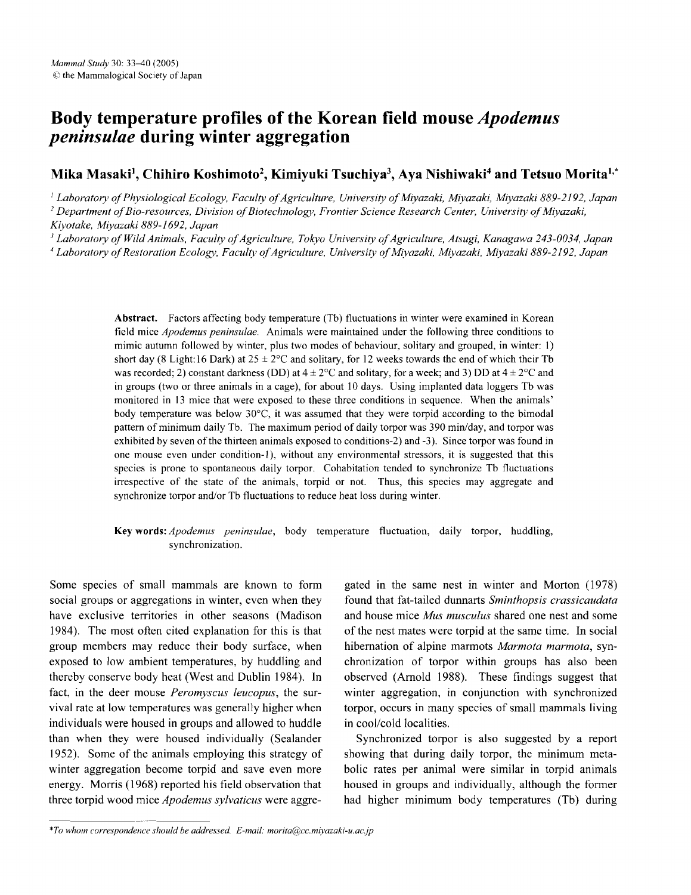# Body temperature profiles of the Korean field mouse *Apodemus peninsulae* during winter aggregation

**Mika Masaki[1], Chihiro Koshimoto[2], Kimiyuki Tsuchiya[3], Aya Nishiwaki[4] and Tetsuo Morita[1,*]**

[1] *Laboratory of Physiological Ecology, Faculty of Agriculture, University of Miyazaki, Miyazaki, Miyazaki 889-2192, Japan*
[2] *Department of Bio-resources, Division of Biotechnology, Frontier Science Research Center, University of Miyazaki, Kiyotake, Miyazaki 889-1692, Japan*
[3] *Laboratory of Wild Animals, Faculty of Agriculture, Tokyo University of Agriculture, Atsugi, Kanagawa 243-0034, Japan*
[4] *Laboratory of Restoration Ecology, Faculty of Agriculture, University of Miyazaki, Miyazaki, Miyazaki 889-2192, Japan*

**Abstract.** Factors affecting body temperature (Tb) fluctuations in winter were examined in Korean field mice *Apodemus peninsulae*. Animals were maintained under the following three conditions to mimic autumn followed by winter, plus two modes of behaviour, solitary and grouped, in winter: 1) short day (8 Light:16 Dark) at 25 ± 2°C and solitary, for 12 weeks towards the end of which their Tb was recorded; 2) constant darkness (DD) at 4 ± 2°C and solitary, for a week; and 3) DD at 4 ± 2°C and in groups (two or three animals in a cage), for about 10 days. Using implanted data loggers Tb was monitored in 13 mice that were exposed to these three conditions in sequence. When the animals' body temperature was below 30°C, it was assumed that they were torpid according to the bimodal pattern of minimum daily Tb. The maximum period of daily torpor was 390 min/day, and torpor was exhibited by seven of the thirteen animals exposed to conditions-2) and -3). Since torpor was found in one mouse even under condition-1), without any environmental stressors, it is suggested that this species is prone to spontaneous daily torpor. Cohabitation tended to synchronize Tb fluctuations irrespective of the state of the animals, torpid or not. Thus, this species may aggregate and synchronize torpor and/or Tb fluctuations to reduce heat loss during winter.

**Key words:** *Apodemus peninsulae*, body temperature fluctuation, daily torpor, huddling, synchronization.

Some species of small mammals are known to form social groups or aggregations in winter, even when they have exclusive territories in other seasons (Madison 1984). The most often cited explanation for this is that group members may reduce their body surface, when exposed to low ambient temperatures, by huddling and thereby conserve body heat (West and Dublin 1984). In fact, in the deer mouse *Peromyscus leucopus*, the survival rate at low temperatures was generally higher when individuals were housed in groups and allowed to huddle than when they were housed individually (Sealander 1952). Some of the animals employing this strategy of winter aggregation become torpid and save even more energy. Morris (1968) reported his field observation that three torpid wood mice *Apodemus sylvaticus* were aggregated in the same nest in winter and Morton (1978) found that fat-tailed dunnarts *Sminthopsis crassicaudata* and house mice *Mus musculus* shared one nest and some of the nest mates were torpid at the same time. In social hibernation of alpine marmots *Marmota marmota*, synchronization of torpor within groups has also been observed (Arnold 1988). These findings suggest that winter aggregation, in conjunction with synchronized torpor, occurs in many species of small mammals living in cool/cold localities.

Synchronized torpor is also suggested by a report showing that during daily torpor, the minimum metabolic rates per animal were similar in torpid animals housed in groups and individually, although the former had higher minimum body temperatures (Tb) during

*To whom correspondence should be addressed. E-mail: morita@cc.miyazaki-u.ac.jp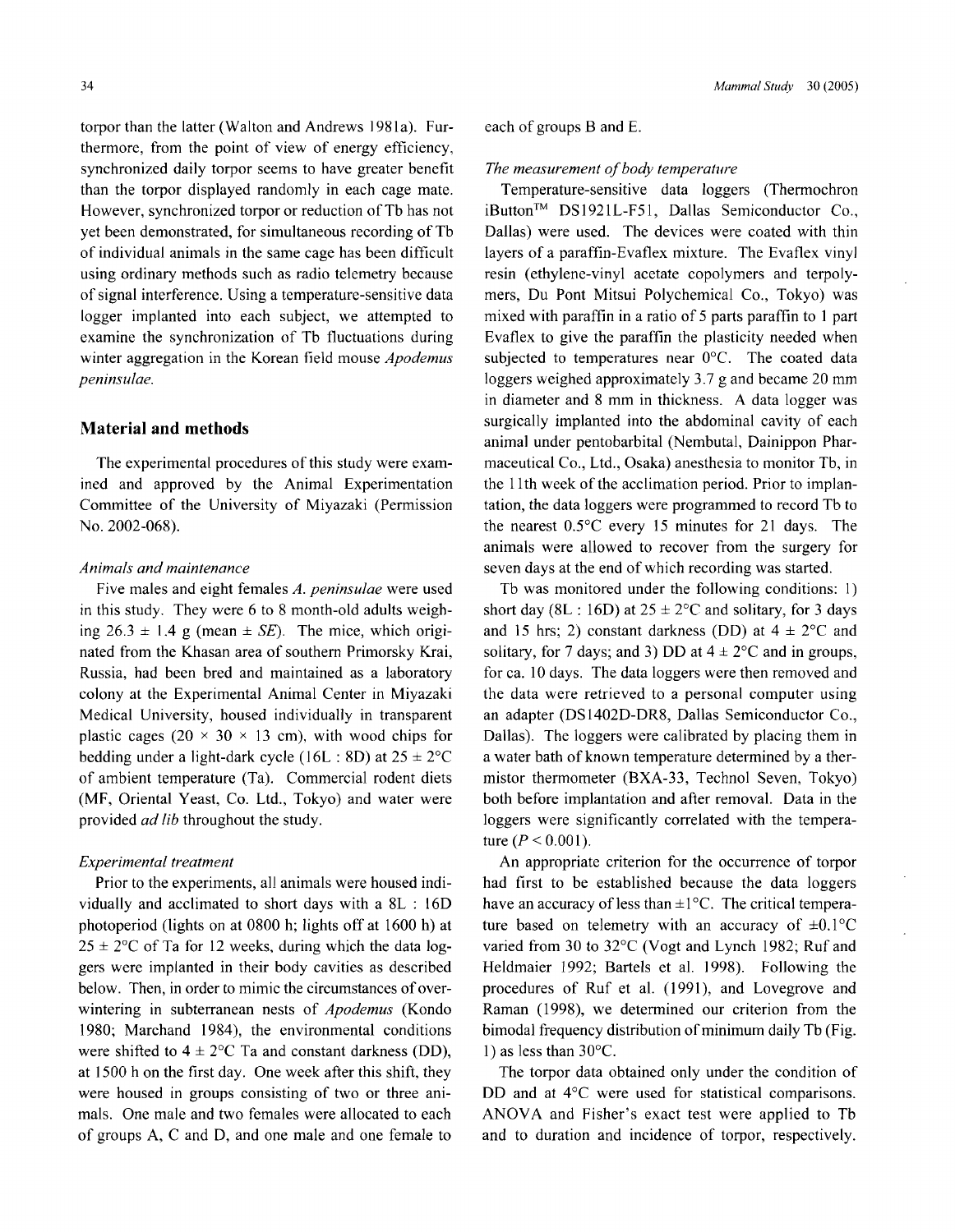torpor than the latter (Walton and Andrews 1981a). Furthermore, from the point of view of energy efficiency, synchronized daily torpor seems to have greater benefit than the torpor displayed randomly in each cage mate. However, synchronized torpor or reduction of Tb has not yet been demonstrated, for simultaneous recording of Tb of individual animals in the same cage has been difficult using ordinary methods such as radio telemetry because of signal interference. Using a temperature-sensitive data logger implanted into each subject, we attempted to examine the synchronization of Tb fluctuations during winter aggregation in the Korean field mouse *Apodemus peninsulae*.

## Material and methods

The experimental procedures of this study were examined and approved by the Animal Experimentation Committee of the University of Miyazaki (Permission No. 2002-068).

### *Animals and maintenance*

Five males and eight females *A. peninsulae* were used in this study. They were 6 to 8 month-old adults weighing 26.3 ± 1.4 g (mean ± *SE*). The mice, which originated from the Khasan area of southern Primorsky Krai, Russia, had been bred and maintained as a laboratory colony at the Experimental Animal Center in Miyazaki Medical University, housed individually in transparent plastic cages (20 × 30 × 13 cm), with wood chips for bedding under a light-dark cycle (16L : 8D) at 25 ± 2°C of ambient temperature (Ta). Commercial rodent diets (MF, Oriental Yeast, Co. Ltd., Tokyo) and water were provided *ad lib* throughout the study.

### *Experimental treatment*

Prior to the experiments, all animals were housed individually and acclimated to short days with a 8L : 16D photoperiod (lights on at 0800 h; lights off at 1600 h) at 25 ± 2°C of Ta for 12 weeks, during which the data loggers were implanted in their body cavities as described below. Then, in order to mimic the circumstances of overwintering in subterranean nests of *Apodemus* (Kondo 1980; Marchand 1984), the environmental conditions were shifted to 4 ± 2°C Ta and constant darkness (DD), at 1500 h on the first day. One week after this shift, they were housed in groups consisting of two or three animals. One male and two females were allocated to each of groups A, C and D, and one male and one female to each of groups B and E.

### *The measurement of body temperature*

Temperature-sensitive data loggers (Thermochron iButton™ DS1921L-F51, Dallas Semiconductor Co., Dallas) were used. The devices were coated with thin layers of a paraffin-Evaflex mixture. The Evaflex vinyl resin (ethylene-vinyl acetate copolymers and terpolymers, Du Pont Mitsui Polychemical Co., Tokyo) was mixed with paraffin in a ratio of 5 parts paraffin to 1 part Evaflex to give the paraffin the plasticity needed when subjected to temperatures near 0°C. The coated data loggers weighed approximately 3.7 g and became 20 mm in diameter and 8 mm in thickness. A data logger was surgically implanted into the abdominal cavity of each animal under pentobarbital (Nembutal, Dainippon Pharmaceutical Co., Ltd., Osaka) anesthesia to monitor Tb, in the 11th week of the acclimation period. Prior to implantation, the data loggers were programmed to record Tb to the nearest 0.5°C every 15 minutes for 21 days. The animals were allowed to recover from the surgery for seven days at the end of which recording was started.

Tb was monitored under the following conditions: 1) short day (8L : 16D) at 25 ± 2°C and solitary, for 3 days and 15 hrs; 2) constant darkness (DD) at 4 ± 2°C and solitary, for 7 days; and 3) DD at 4 ± 2°C and in groups, for ca. 10 days. The data loggers were then removed and the data were retrieved to a personal computer using an adapter (DS1402D-DR8, Dallas Semiconductor Co., Dallas). The loggers were calibrated by placing them in a water bath of known temperature determined by a thermistor thermometer (BXA-33, Technol Seven, Tokyo) both before implantation and after removal. Data in the loggers were significantly correlated with the temperature ($P < 0.001$).

An appropriate criterion for the occurrence of torpor had first to be established because the data loggers have an accuracy of less than ±1°C. The critical temperature based on telemetry with an accuracy of ±0.1°C varied from 30 to 32°C (Vogt and Lynch 1982; Ruf and Heldmaier 1992; Bartels et al. 1998). Following the procedures of Ruf et al. (1991), and Lovegrove and Raman (1998), we determined our criterion from the bimodal frequency distribution of minimum daily Tb (Fig. 1) as less than 30°C.

The torpor data obtained only under the condition of DD and at 4°C were used for statistical comparisons. ANOVA and Fisher's exact test were applied to Tb and to duration and incidence of torpor, respectively.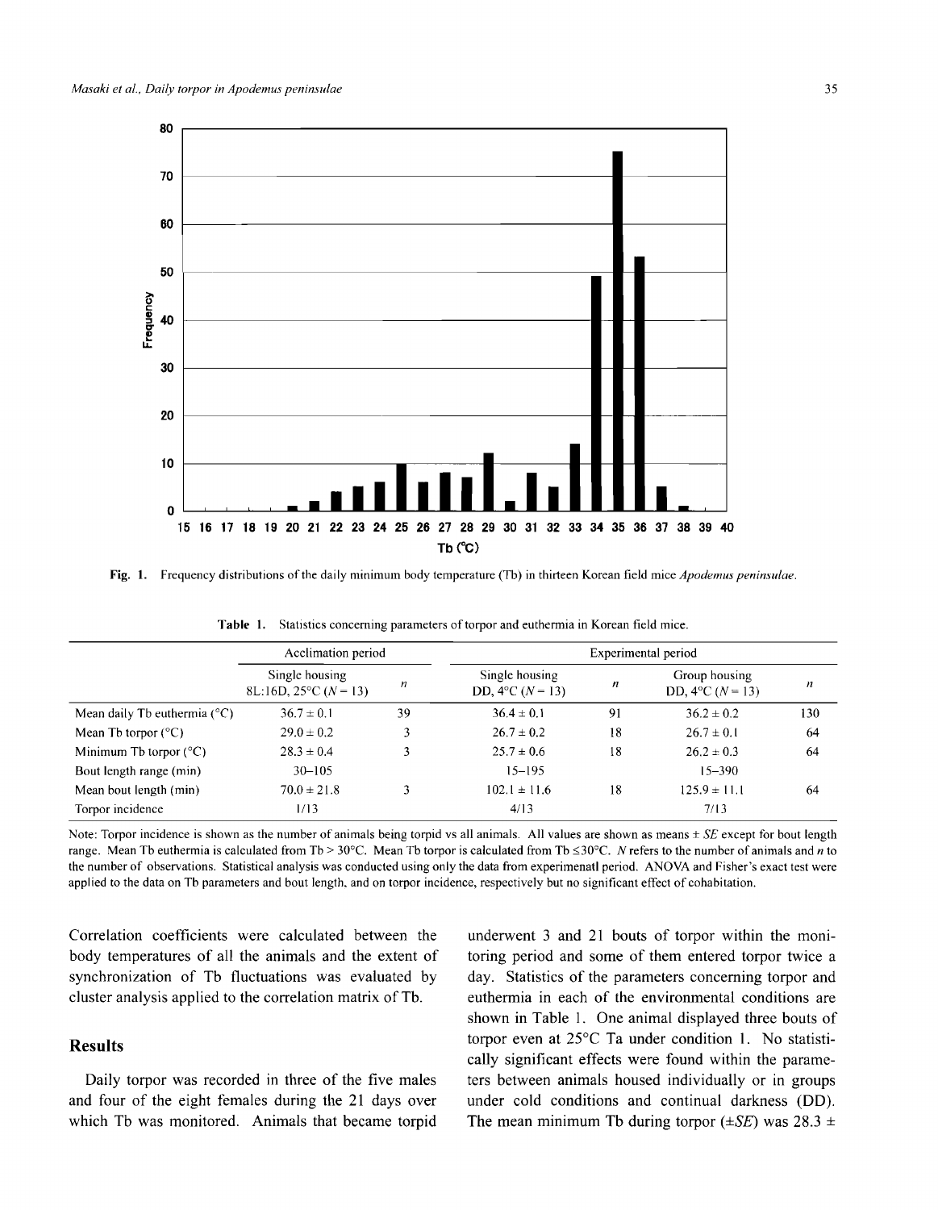**Fig. 1.** Frequency distributions of the daily minimum body temperature (Tb) in thirteen Korean field mice *Apodemus peninsulae*.

**Table 1.** Statistics concerning parameters of torpor and euthermia in Korean field mice.

| | Acclimation period | | Experimental period | | | |
|---|---|---|---|---|---|---|
| | Single housing 8L:16D, 25°C ($N$ = 13) | $n$ | Single housing DD, 4°C ($N$ = 13) | $n$ | Group housing DD, 4°C ($N$ = 13) | $n$ |
| Mean daily Tb euthermia (°C) | 36.7 ± 0.1 | 39 | 36.4 ± 0.1 | 91 | 36.2 ± 0.2 | 130 |
| Mean Tb torpor (°C) | 29.0 ± 0.2 | 3 | 26.7 ± 0.2 | 18 | 26.7 ± 0.1 | 64 |
| Minimum Tb torpor (°C) | 28.3 ± 0.4 | 3 | 25.7 ± 0.6 | 18 | 26.2 ± 0.3 | 64 |
| Bout length range (min) | 30–105 | | 15–195 | | 15–390 | |
| Mean bout length (min) | 70.0 ± 21.8 | 3 | 102.1 ± 11.6 | 18 | 125.9 ± 11.1 | 64 |
| Torpor incidence | 1/13 | | 4/13 | | 7/13 | |

Note: Torpor incidence is shown as the number of animals being torpid vs all animals. All values are shown as means ± *SE* except for bout length range. Mean Tb euthermia is calculated from Tb > 30°C. Mean Tb torpor is calculated from Tb ≤30°C. *N* refers to the number of animals and *n* to the number of observations. Statistical analysis was conducted using only the data from experimenatl period. ANOVA and Fisher's exact test were applied to the data on Tb parameters and bout length, and on torpor incidence, respectively but no significant effect of cohabitation.

Correlation coefficients were calculated between the body temperatures of all the animals and the extent of synchronization of Tb fluctuations was evaluated by cluster analysis applied to the correlation matrix of Tb.

## Results

Daily torpor was recorded in three of the five males and four of the eight females during the 21 days over which Tb was monitored. Animals that became torpid underwent 3 and 21 bouts of torpor within the monitoring period and some of them entered torpor twice a day. Statistics of the parameters concerning torpor and euthermia in each of the environmental conditions are shown in Table 1. One animal displayed three bouts of torpor even at 25°C Ta under condition 1. No statistically significant effects were found within the parameters between animals housed individually or in groups under cold conditions and continual darkness (DD). The mean minimum Tb during torpor (±*SE*) was 28.3 ±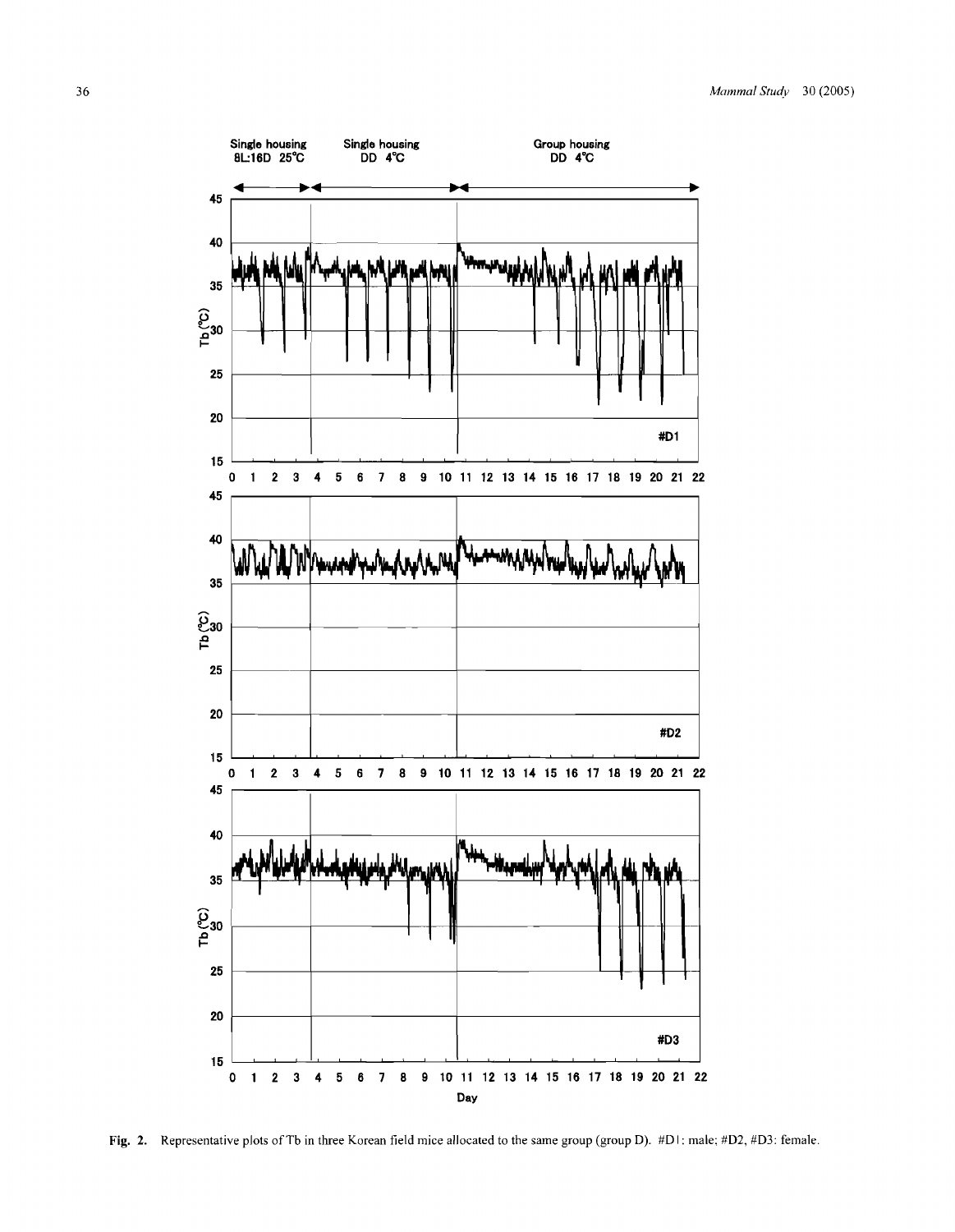Single housing 8L:16D 25°C | Single housing DD 4°C | Group housing DD 4°C

**Fig. 2.** Representative plots of Tb in three Korean field mice allocated to the same group (group D). #D1: male; #D2, #D3: female.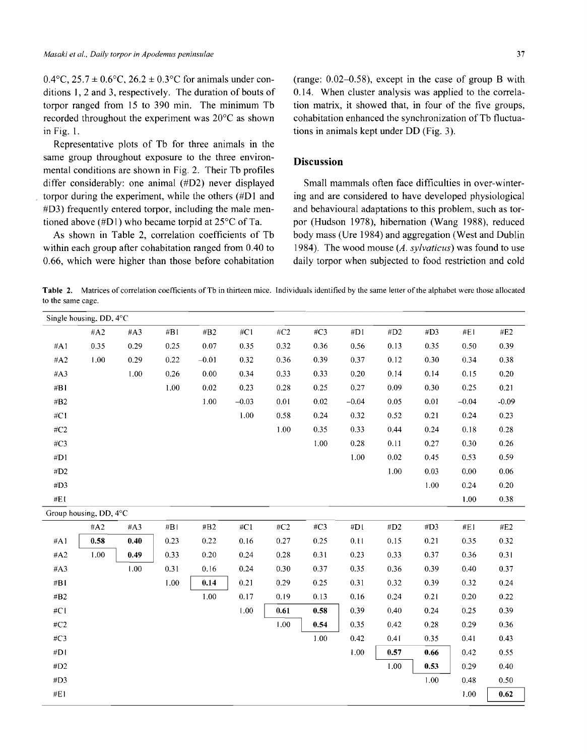0.4°C, 25.7 ± 0.6°C, 26.2 ± 0.3°C for animals under conditions 1, 2 and 3, respectively. The duration of bouts of torpor ranged from 15 to 390 min. The minimum Tb recorded throughout the experiment was 20°C as shown in Fig. 1.

Representative plots of Tb for three animals in the same group throughout exposure to the three environmental conditions are shown in Fig. 2. Their Tb profiles differ considerably: one animal (#D2) never displayed torpor during the experiment, while the others (#D1 and #D3) frequently entered torpor, including the male mentioned above (#D1) who became torpid at 25°C of Ta.

As shown in Table 2, correlation coefficients of Tb within each group after cohabitation ranged from 0.40 to 0.66, which were higher than those before cohabitation (range: 0.02–0.58), except in the case of group B with 0.14. When cluster analysis was applied to the correlation matrix, it showed that, in four of the five groups, cohabitation enhanced the synchronization of Tb fluctuations in animals kept under DD (Fig. 3).

## Discussion

Small mammals often face difficulties in over-wintering and are considered to have developed physiological and behavioural adaptations to this problem, such as torpor (Hudson 1978), hibernation (Wang 1988), reduced body mass (Ure 1984) and aggregation (West and Dublin 1984). The wood mouse (*A. sylvaticus*) was found to use daily torpor when subjected to food restriction and cold

**Table 2.** Matrices of correlation coefficients of Tb in thirteen mice. Individuals identified by the same letter of the alphabet were those allocated to the same cage.

| Single housing, DD, 4°C | | | | | | | | | | | | |
|---|---|---|---|---|---|---|---|---|---|---|---|---|
| | #A2 | #A3 | #B1 | #B2 | #C1 | #C2 | #C3 | #D1 | #D2 | #D3 | #E1 | #E2 |
| #A1 | 0.35 | 0.29 | 0.25 | 0.07 | 0.35 | 0.32 | 0.36 | 0.56 | 0.13 | 0.35 | 0.50 | 0.39 |
| #A2 | 1.00 | 0.29 | 0.22 | −0.01 | 0.32 | 0.36 | 0.39 | 0.37 | 0.12 | 0.30 | 0.34 | 0.38 |
| #A3 | | 1.00 | 0.26 | 0.00 | 0.34 | 0.33 | 0.33 | 0.20 | 0.14 | 0.14 | 0.15 | 0.20 |
| #B1 | | | 1.00 | 0.02 | 0.23 | 0.28 | 0.25 | 0.27 | 0.09 | 0.30 | 0.25 | 0.21 |
| #B2 | | | | 1.00 | −0.03 | 0.01 | 0.02 | −0.04 | 0.05 | 0.01 | −0.04 | -0.09 |
| #C1 | | | | | 1.00 | 0.58 | 0.24 | 0.32 | 0.52 | 0.21 | 0.24 | 0.23 |
| #C2 | | | | | | 1.00 | 0.35 | 0.33 | 0.44 | 0.24 | 0.18 | 0.28 |
| #C3 | | | | | | | 1.00 | 0.28 | 0.11 | 0.27 | 0.30 | 0.26 |
| #D1 | | | | | | | | 1.00 | 0.02 | 0.45 | 0.53 | 0.59 |
| #D2 | | | | | | | | | 1.00 | 0.03 | 0.00 | 0.06 |
| #D3 | | | | | | | | | | 1.00 | 0.24 | 0.20 |
| #E1 | | | | | | | | | | | 1.00 | 0.38 |
| **Group housing, DD, 4°C** | | | | | | | | | | | | |
| | #A2 | #A3 | #B1 | #B2 | #C1 | #C2 | #C3 | #D1 | #D2 | #D3 | #E1 | #E2 |
| #A1 | **0.58** | **0.40** | 0.23 | 0.22 | 0.16 | 0.27 | 0.25 | 0.11 | 0.15 | 0.21 | 0.35 | 0.32 |
| #A2 | 1.00 | **0.49** | 0.33 | 0.20 | 0.24 | 0.28 | 0.31 | 0.23 | 0.33 | 0.37 | 0.36 | 0.31 |
| #A3 | | 1.00 | 0.31 | 0.16 | 0.24 | 0.30 | 0.37 | 0.35 | 0.36 | 0.39 | 0.40 | 0.37 |
| #B1 | | | 1.00 | **0.14** | 0.21 | 0.29 | 0.25 | 0.31 | 0.32 | 0.39 | 0.32 | 0.24 |
| #B2 | | | | 1.00 | 0.17 | 0.19 | 0.13 | 0.16 | 0.24 | 0.21 | 0.20 | 0.22 |
| #C1 | | | | | 1.00 | **0.61** | **0.58** | 0.39 | 0.40 | 0.24 | 0.25 | 0.39 |
| #C2 | | | | | | 1.00 | **0.54** | 0.35 | 0.42 | 0.28 | 0.29 | 0.36 |
| #C3 | | | | | | | 1.00 | 0.42 | 0.41 | 0.35 | 0.41 | 0.43 |
| #D1 | | | | | | | | 1.00 | **0.57** | **0.66** | 0.42 | 0.55 |
| #D2 | | | | | | | | | 1.00 | **0.53** | 0.29 | 0.40 |
| #D3 | | | | | | | | | | 1.00 | 0.48 | 0.50 |
| #E1 | | | | | | | | | | | 1.00 | **0.62** |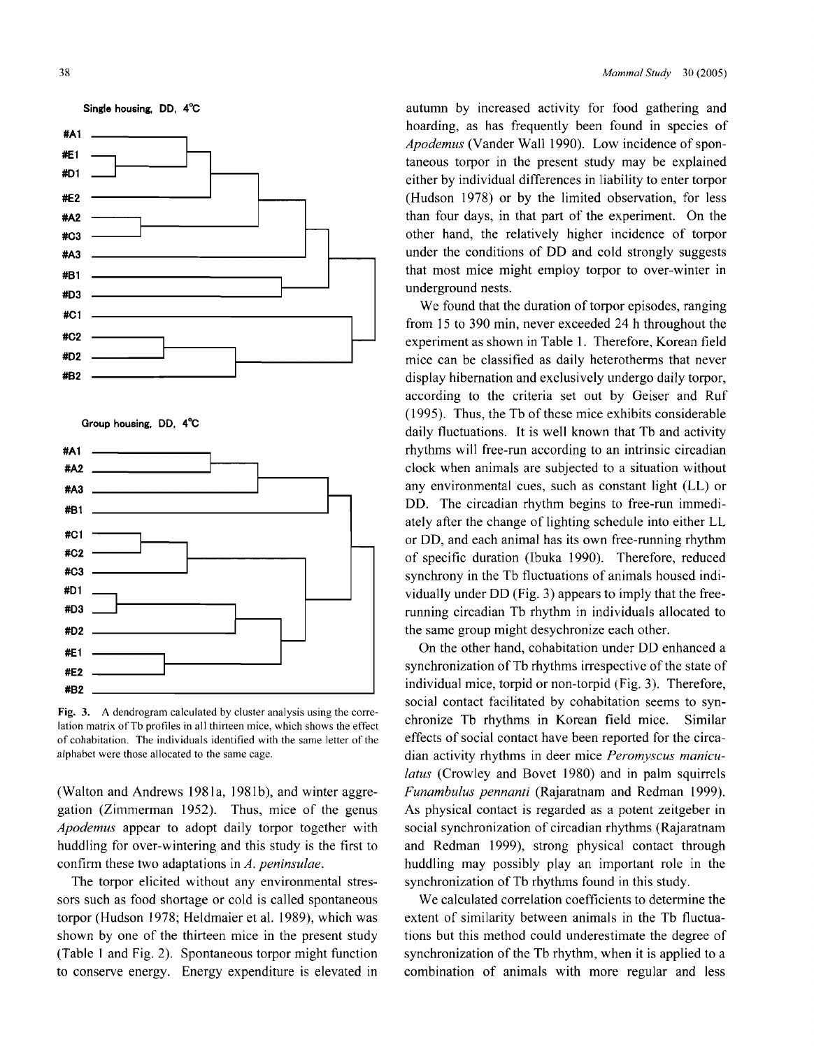Single housing, DD, 4°C

#A1
#E1
#D1
#E2
#A2
#C3
#A3
#B1
#D3
#C1
#C2
#D2
#B2

Group housing, DD, 4°C

#A1
#A2
#A3
#B1
#C1
#C2
#C3
#D1
#D3
#D2
#E1
#E2
#B2

**Fig. 3.** A dendrogram calculated by cluster analysis using the correlation matrix of Tb profiles in all thirteen mice, which shows the effect of cohabitation. The individuals identified with the same letter of the alphabet were those allocated to the same cage.

(Walton and Andrews 1981a, 1981b), and winter aggregation (Zimmerman 1952). Thus, mice of the genus *Apodemus* appear to adopt daily torpor together with huddling for over-wintering and this study is the first to confirm these two adaptations in *A. peninsulae*.

The torpor elicited without any environmental stressors such as food shortage or cold is called spontaneous torpor (Hudson 1978; Heldmaier et al. 1989), which was shown by one of the thirteen mice in the present study (Table 1 and Fig. 2). Spontaneous torpor might function to conserve energy. Energy expenditure is elevated in autumn by increased activity for food gathering and hoarding, as has frequently been found in species of *Apodemus* (Vander Wall 1990). Low incidence of spontaneous torpor in the present study may be explained either by individual differences in liability to enter torpor (Hudson 1978) or by the limited observation, for less than four days, in that part of the experiment. On the other hand, the relatively higher incidence of torpor under the conditions of DD and cold strongly suggests that most mice might employ torpor to over-winter in underground nests.

We found that the duration of torpor episodes, ranging from 15 to 390 min, never exceeded 24 h throughout the experiment as shown in Table 1. Therefore, Korean field mice can be classified as daily heterotherms that never display hibernation and exclusively undergo daily torpor, according to the criteria set out by Geiser and Ruf (1995). Thus, the Tb of these mice exhibits considerable daily fluctuations. It is well known that Tb and activity rhythms will free-run according to an intrinsic circadian clock when animals are subjected to a situation without any environmental cues, such as constant light (LL) or DD. The circadian rhythm begins to free-run immediately after the change of lighting schedule into either LL or DD, and each animal has its own free-running rhythm of specific duration (Ibuka 1990). Therefore, reduced synchrony in the Tb fluctuations of animals housed individually under DD (Fig. 3) appears to imply that the free-running circadian Tb rhythm in individuals allocated to the same group might desynchronize each other.

On the other hand, cohabitation under DD enhanced a synchronization of Tb rhythms irrespective of the state of individual mice, torpid or non-torpid (Fig. 3). Therefore, social contact facilitated by cohabitation seems to synchronize Tb rhythms in Korean field mice. Similar effects of social contact have been reported for the circadian activity rhythms in deer mice *Peromyscus maniculatus* (Crowley and Bovet 1980) and in palm squirrels *Funambulus pennanti* (Rajaratnam and Redman 1999). As physical contact is regarded as a potent zeitgeber in social synchronization of circadian rhythms (Rajaratnam and Redman 1999), strong physical contact through huddling may possibly play an important role in the synchronization of Tb rhythms found in this study.

We calculated correlation coefficients to determine the extent of similarity between animals in the Tb fluctuations but this method could underestimate the degree of synchronization of the Tb rhythm, when it is applied to a combination of animals with more regular and less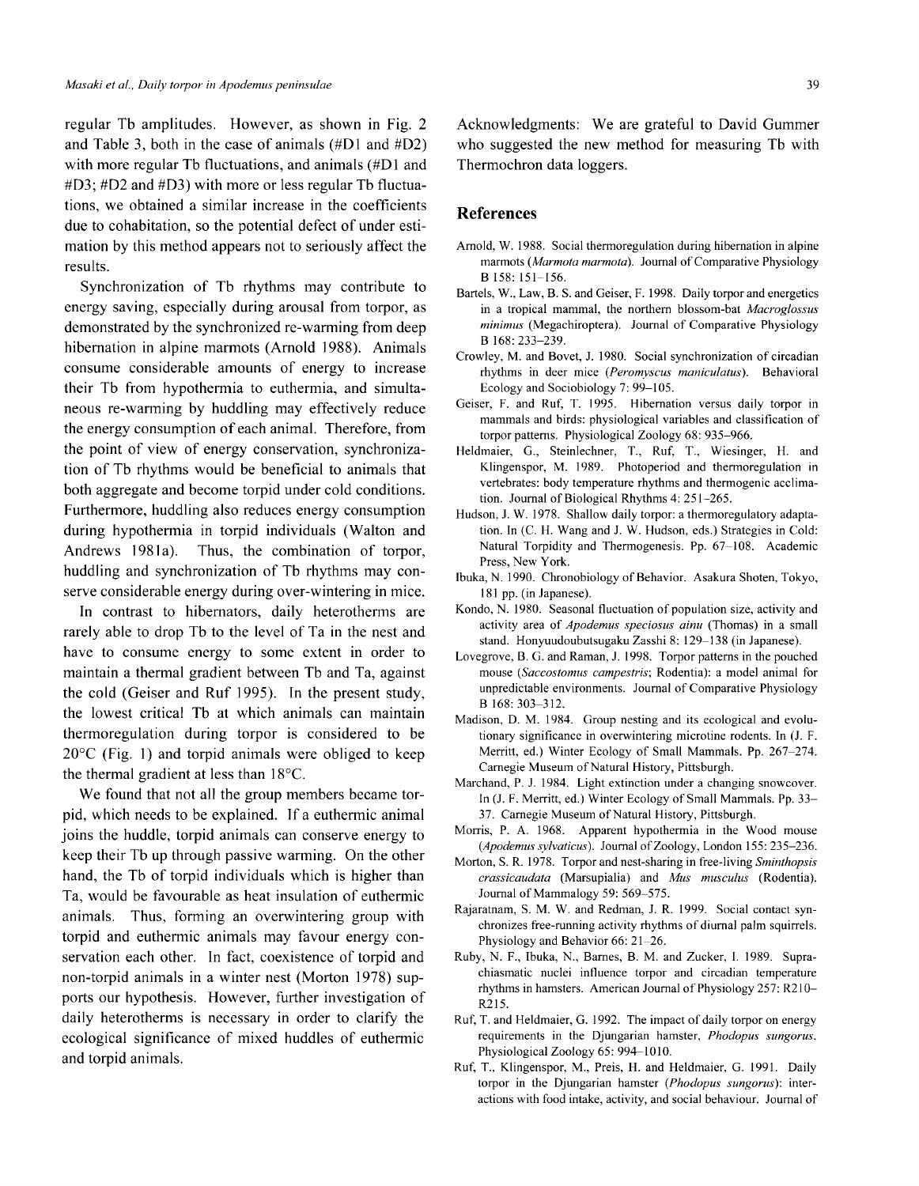regular Tb amplitudes. However, as shown in Fig. 2 and Table 3, both in the case of animals (#D1 and #D2) with more regular Tb fluctuations, and animals (#D1 and #D3; #D2 and #D3) with more or less regular Tb fluctuations, we obtained a similar increase in the coefficients due to cohabitation, so the potential defect of under estimation by this method appears not to seriously affect the results.

Synchronization of Tb rhythms may contribute to energy saving, especially during arousal from torpor, as demonstrated by the synchronized re-warming from deep hibernation in alpine marmots (Arnold 1988). Animals consume considerable amounts of energy to increase their Tb from hypothermia to euthermia, and simultaneous re-warming by huddling may effectively reduce the energy consumption of each animal. Therefore, from the point of view of energy conservation, synchronization of Tb rhythms would be beneficial to animals that both aggregate and become torpid under cold conditions. Furthermore, huddling also reduces energy consumption during hypothermia in torpid individuals (Walton and Andrews 1981a). Thus, the combination of torpor, huddling and synchronization of Tb rhythms may conserve considerable energy during over-wintering in mice.

In contrast to hibernators, daily heterotherms are rarely able to drop Tb to the level of Ta in the nest and have to consume energy to some extent in order to maintain a thermal gradient between Tb and Ta, against the cold (Geiser and Ruf 1995). In the present study, the lowest critical Tb at which animals can maintain thermoregulation during torpor is considered to be 20°C (Fig. 1) and torpid animals were obliged to keep the thermal gradient at less than 18°C.

We found that not all the group members became torpid, which needs to be explained. If a euthermic animal joins the huddle, torpid animals can conserve energy to keep their Tb up through passive warming. On the other hand, the Tb of torpid individuals which is higher than Ta, would be favourable as heat insulation of euthermic animals. Thus, forming an overwintering group with torpid and euthermic animals may favour energy conservation each other. In fact, coexistence of torpid and non-torpid animals in a winter nest (Morton 1978) supports our hypothesis. However, further investigation of daily heterotherms is necessary in order to clarify the ecological significance of mixed huddles of euthermic and torpid animals.

Acknowledgments: We are grateful to David Gummer who suggested the new method for measuring Tb with Thermochron data loggers.

## References

Arnold, W. 1988. Social thermoregulation during hibernation in alpine marmots (*Marmota marmota*). Journal of Comparative Physiology B 158: 151–156.

Bartels, W., Law, B. S. and Geiser, F. 1998. Daily torpor and energetics in a tropical mammal, the northern blossom-bat *Macroglossus minimus* (Megachiroptera). Journal of Comparative Physiology B 168: 233–239.

Crowley, M. and Bovet, J. 1980. Social synchronization of circadian rhythms in deer mice (*Peromyscus maniculatus*). Behavioral Ecology and Sociobiology 7: 99–105.

Geiser, F. and Ruf, T. 1995. Hibernation versus daily torpor in mammals and birds: physiological variables and classification of torpor patterns. Physiological Zoology 68: 935–966.

Heldmaier, G., Steinlechner, T., Ruf, T., Wiesinger, H. and Klingenspor, M. 1989. Photoperiod and thermoregulation in vertebrates: body temperature rhythms and thermogenic acclimation. Journal of Biological Rhythms 4: 251–265.

Hudson, J. W. 1978. Shallow daily torpor: a thermoregulatory adaptation. In (C. H. Wang and J. W. Hudson, eds.) Strategies in Cold: Natural Torpidity and Thermogenesis. Pp. 67–108. Academic Press, New York.

Ibuka, N. 1990. Chronobiology of Behavior. Asakura Shoten, Tokyo, 181 pp. (in Japanese).

Kondo, N. 1980. Seasonal fluctuation of population size, activity and activity area of *Apodemus speciosus ainu* (Thomas) in a small stand. Honyuudoubutsugaku Zasshi 8: 129–138 (in Japanese).

Lovegrove, B. G. and Raman, J. 1998. Torpor patterns in the pouched mouse (*Saccostomus campestris*; Rodentia): a model animal for unpredictable environments. Journal of Comparative Physiology B 168: 303–312.

Madison, D. M. 1984. Group nesting and its ecological and evolutionary significance in overwintering microtine rodents. In (J. F. Merritt, ed.) Winter Ecology of Small Mammals. Pp. 267–274. Carnegie Museum of Natural History, Pittsburgh.

Marchand, P. J. 1984. Light extinction under a changing snowcover. In (J. F. Merritt, ed.) Winter Ecology of Small Mammals. Pp. 33–37. Carnegie Museum of Natural History, Pittsburgh.

Morris, P. A. 1968. Apparent hypothermia in the Wood mouse (*Apodemus sylvaticus*). Journal of Zoology, London 155: 235–236.

Morton, S. R. 1978. Torpor and nest-sharing in free-living *Sminthopsis crassicaudata* (Marsupialia) and *Mus musculus* (Rodentia). Journal of Mammalogy 59: 569–575.

Rajaratnam, S. M. W. and Redman, J. R. 1999. Social contact synchronizes free-running activity rhythms of diurnal palm squirrels. Physiology and Behavior 66: 21–26.

Ruby, N. F., Ibuka, N., Barnes, B. M. and Zucker, I. 1989. Suprachiasmatic nuclei influence torpor and circadian temperature rhythms in hamsters. American Journal of Physiology 257: R210–R215.

Ruf, T. and Heldmaier, G. 1992. The impact of daily torpor on energy requirements in the Djungarian hamster, *Phodopus sungorus*. Physiological Zoology 65: 994–1010.

Ruf, T., Klingenspor, M., Preis, H. and Heldmaier, G. 1991. Daily torpor in the Djungarian hamster (*Phodopus sungorus*): interactions with food intake, activity, and social behaviour. Journal of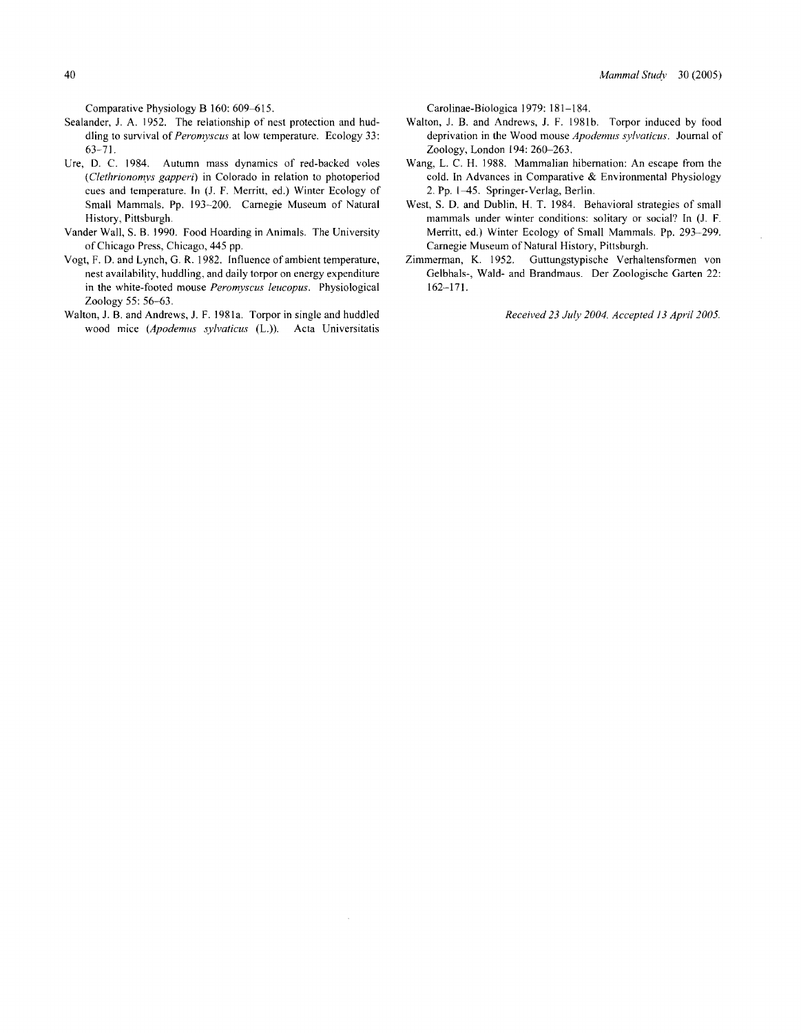Comparative Physiology B 160: 609–615.

Sealander, J. A. 1952. The relationship of nest protection and huddling to survival of *Peromyscus* at low temperature. Ecology 33: 63–71.

Ure, D. C. 1984. Autumn mass dynamics of red-backed voles (*Clethrionomys gapperi*) in Colorado in relation to photoperiod cues and temperature. In (J. F. Merritt, ed.) Winter Ecology of Small Mammals. Pp. 193–200. Carnegie Museum of Natural History, Pittsburgh.

Vander Wall, S. B. 1990. Food Hoarding in Animals. The University of Chicago Press, Chicago, 445 pp.

Vogt, F. D. and Lynch, G. R. 1982. Influence of ambient temperature, nest availability, huddling, and daily torpor on energy expenditure in the white-footed mouse *Peromyscus leucopus*. Physiological Zoology 55: 56–63.

Walton, J. B. and Andrews, J. F. 1981a. Torpor in single and huddled wood mice (*Apodemus sylvaticus* (L.)). Acta Universitatis Carolinae-Biologica 1979: 181–184.

Walton, J. B. and Andrews, J. F. 1981b. Torpor induced by food deprivation in the Wood mouse *Apodemus sylvaticus*. Journal of Zoology, London 194: 260–263.

Wang, L. C. H. 1988. Mammalian hibernation: An escape from the cold. In Advances in Comparative & Environmental Physiology 2. Pp. 1–45. Springer-Verlag, Berlin.

West, S. D. and Dublin, H. T. 1984. Behavioral strategies of small mammals under winter conditions: solitary or social? In (J. F. Merritt, ed.) Winter Ecology of Small Mammals. Pp. 293–299. Carnegie Museum of Natural History, Pittsburgh.

Zimmerman, K. 1952. Guttungstypische Verhaltensformen von Gelbhals-, Wald- and Brandmaus. Der Zoologische Garten 22: 162–171.

*Received 23 July 2004. Accepted 13 April 2005.*